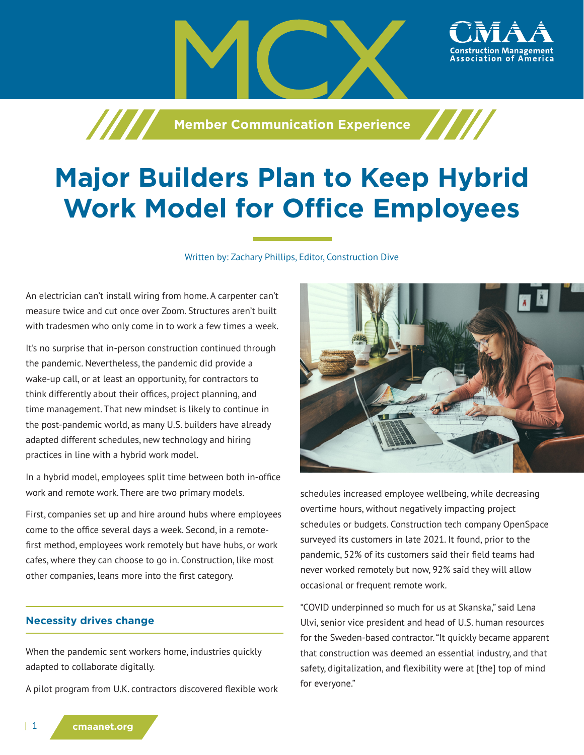MCX

CMAA Construction Management Association of America

Member Communication Experience

# Major Builders Plan to Keep Hybrid Work Model for Office Employees

Written by: Zachary Phillips, Editor, Construction Dive

An electrician can't install wiring from home. A carpenter can't measure twice and cut once over Zoom. Structures aren't built with tradesmen who only come in to work a few times a week.

It's no surprise that in-person construction continued through the pandemic. Nevertheless, the pandemic did provide a wake-up call, or at least an opportunity, for contractors to think differently about their offices, project planning, and time management. That new mindset is likely to continue in the post-pandemic world, as many U.S. builders have already adapted different schedules, new technology and hiring practices in line with a hybrid work model.

In a hybrid model, employees split time between both in-office work and remote work. There are two primary models.

First, companies set up and hire around hubs where employees come to the office several days a week. Second, in a remote-first method, employees work remotely but have hubs, or work cafes, where they can choose to go in. Construction, like most other companies, leans more into the first category.

## Necessity drives change

When the pandemic sent workers home, industries quickly adapted to collaborate digitally.

A pilot program from U.K. contractors discovered flexible work schedules increased employee wellbeing, while decreasing overtime hours, without negatively impacting project schedules or budgets. Construction tech company OpenSpace surveyed its customers in late 2021. It found, prior to the pandemic, 52% of its customers said their field teams had never worked remotely but now, 92% said they will allow occasional or frequent remote work.

"COVID underpinned so much for us at Skanska," said Lena Ulvi, senior vice president and head of U.S. human resources for the Sweden-based contractor. "It quickly became apparent that construction was deemed an essential industry, and that safety, digitalization, and flexibility were at [the] top of mind for everyone."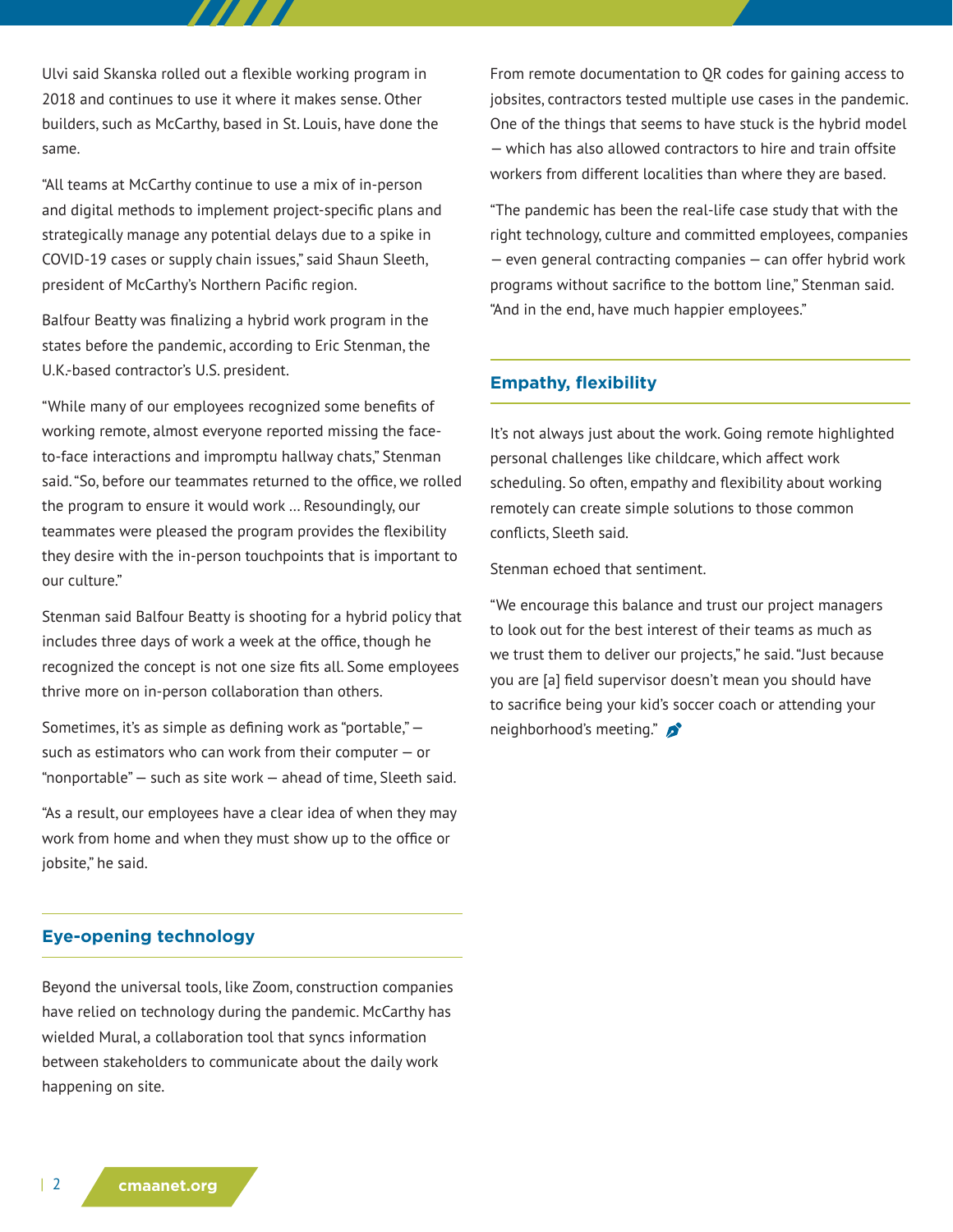Ulvi said Skanska rolled out a flexible working program in 2018 and continues to use it where it makes sense. Other builders, such as McCarthy, based in St. Louis, have done the same.

"All teams at McCarthy continue to use a mix of in-person and digital methods to implement project-specific plans and strategically manage any potential delays due to a spike in COVID-19 cases or supply chain issues," said Shaun Sleeth, president of McCarthy's Northern Pacific region.

Balfour Beatty was finalizing a hybrid work program in the states before the pandemic, according to Eric Stenman, the U.K.-based contractor's U.S. president.

"While many of our employees recognized some benefits of working remote, almost everyone reported missing the face-to-face interactions and impromptu hallway chats," Stenman said. "So, before our teammates returned to the office, we rolled the program to ensure it would work … Resoundingly, our teammates were pleased the program provides the flexibility they desire with the in-person touchpoints that is important to our culture."

Stenman said Balfour Beatty is shooting for a hybrid policy that includes three days of work a week at the office, though he recognized the concept is not one size fits all. Some employees thrive more on in-person collaboration than others.

Sometimes, it's as simple as defining work as "portable," — such as estimators who can work from their computer — or "nonportable" — such as site work — ahead of time, Sleeth said.

"As a result, our employees have a clear idea of when they may work from home and when they must show up to the office or jobsite," he said.

## Eye-opening technology

Beyond the universal tools, like Zoom, construction companies have relied on technology during the pandemic. McCarthy has wielded Mural, a collaboration tool that syncs information between stakeholders to communicate about the daily work happening on site.

From remote documentation to QR codes for gaining access to jobsites, contractors tested multiple use cases in the pandemic. One of the things that seems to have stuck is the hybrid model — which has also allowed contractors to hire and train offsite workers from different localities than where they are based.

"The pandemic has been the real-life case study that with the right technology, culture and committed employees, companies — even general contracting companies — can offer hybrid work programs without sacrifice to the bottom line," Stenman said. "And in the end, have much happier employees."

## Empathy, flexibility

It's not always just about the work. Going remote highlighted personal challenges like childcare, which affect work scheduling. So often, empathy and flexibility about working remotely can create simple solutions to those common conflicts, Sleeth said.

Stenman echoed that sentiment.

"We encourage this balance and trust our project managers to look out for the best interest of their teams as much as we trust them to deliver our projects," he said. "Just because you are [a] field supervisor doesn't mean you should have to sacrifice being your kid's soccer coach or attending your neighborhood's meeting."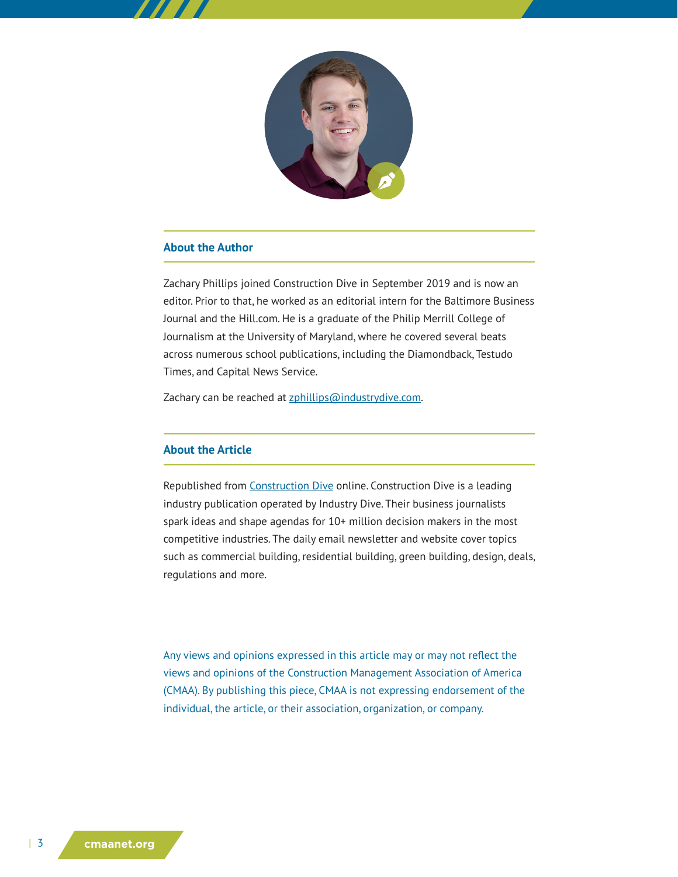## About the Author

Zachary Phillips joined Construction Dive in September 2019 and is now an editor. Prior to that, he worked as an editorial intern for the Baltimore Business Journal and the Hill.com. He is a graduate of the Philip Merrill College of Journalism at the University of Maryland, where he covered several beats across numerous school publications, including the Diamondback, Testudo Times, and Capital News Service.

Zachary can be reached at zphillips@industrydive.com.

## About the Article

Republished from Construction Dive online. Construction Dive is a leading industry publication operated by Industry Dive. Their business journalists spark ideas and shape agendas for 10+ million decision makers in the most competitive industries. The daily email newsletter and website cover topics such as commercial building, residential building, green building, design, deals, regulations and more.

Any views and opinions expressed in this article may or may not reflect the views and opinions of the Construction Management Association of America (CMAA). By publishing this piece, CMAA is not expressing endorsement of the individual, the article, or their association, organization, or company.